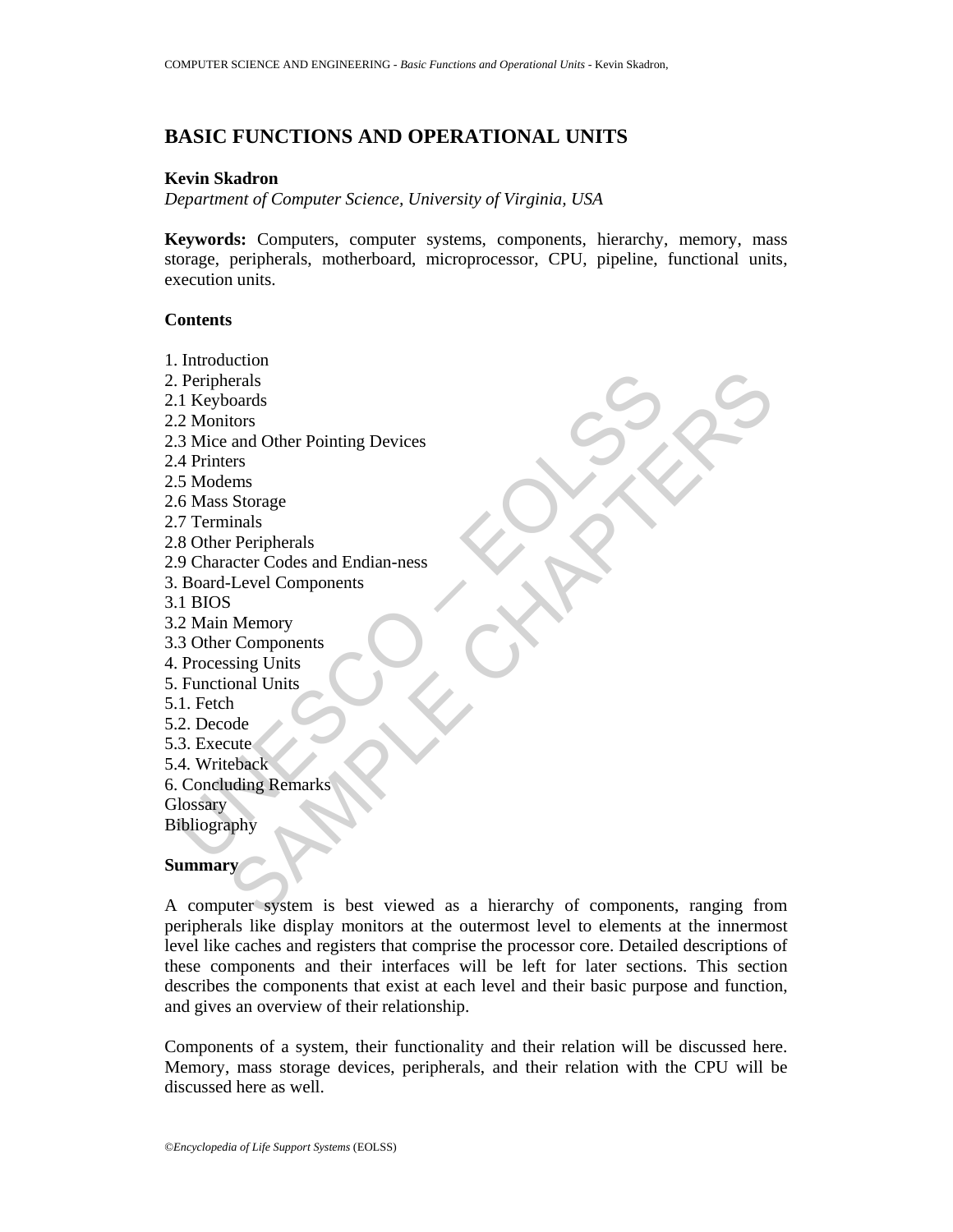# BASIC FUNCTIONS AND OPERATIONAL UNITS

**Kevin Skadron**

*Department of Computer Science, University of Virginia, USA*

**Keywords:** Computers, computer systems, components, hierarchy, memory, mass storage, peripherals, motherboard, microprocessor, CPU, pipeline, functional units, execution units.

## Contents

1. Introduction
2. Peripherals
2.1 Keyboards
2.2 Monitors
2.3 Mice and Other Pointing Devices
2.4 Printers
2.5 Modems
2.6 Mass Storage
2.7 Terminals
2.8 Other Peripherals
2.9 Character Codes and Endian-ness
3. Board-Level Components
3.1 BIOS
3.2 Main Memory
3.3 Other Components
4. Processing Units
5. Functional Units
5.1. Fetch
5.2. Decode
5.3. Execute
5.4. Writeback
6. Concluding Remarks
Glossary
Bibliography

## Summary

A computer system is best viewed as a hierarchy of components, ranging from peripherals like display monitors at the outermost level to elements at the innermost level like caches and registers that comprise the processor core. Detailed descriptions of these components and their interfaces will be left for later sections. This section describes the components that exist at each level and their basic purpose and function, and gives an overview of their relationship.

Components of a system, their functionality and their relation will be discussed here. Memory, mass storage devices, peripherals, and their relation with the CPU will be discussed here as well.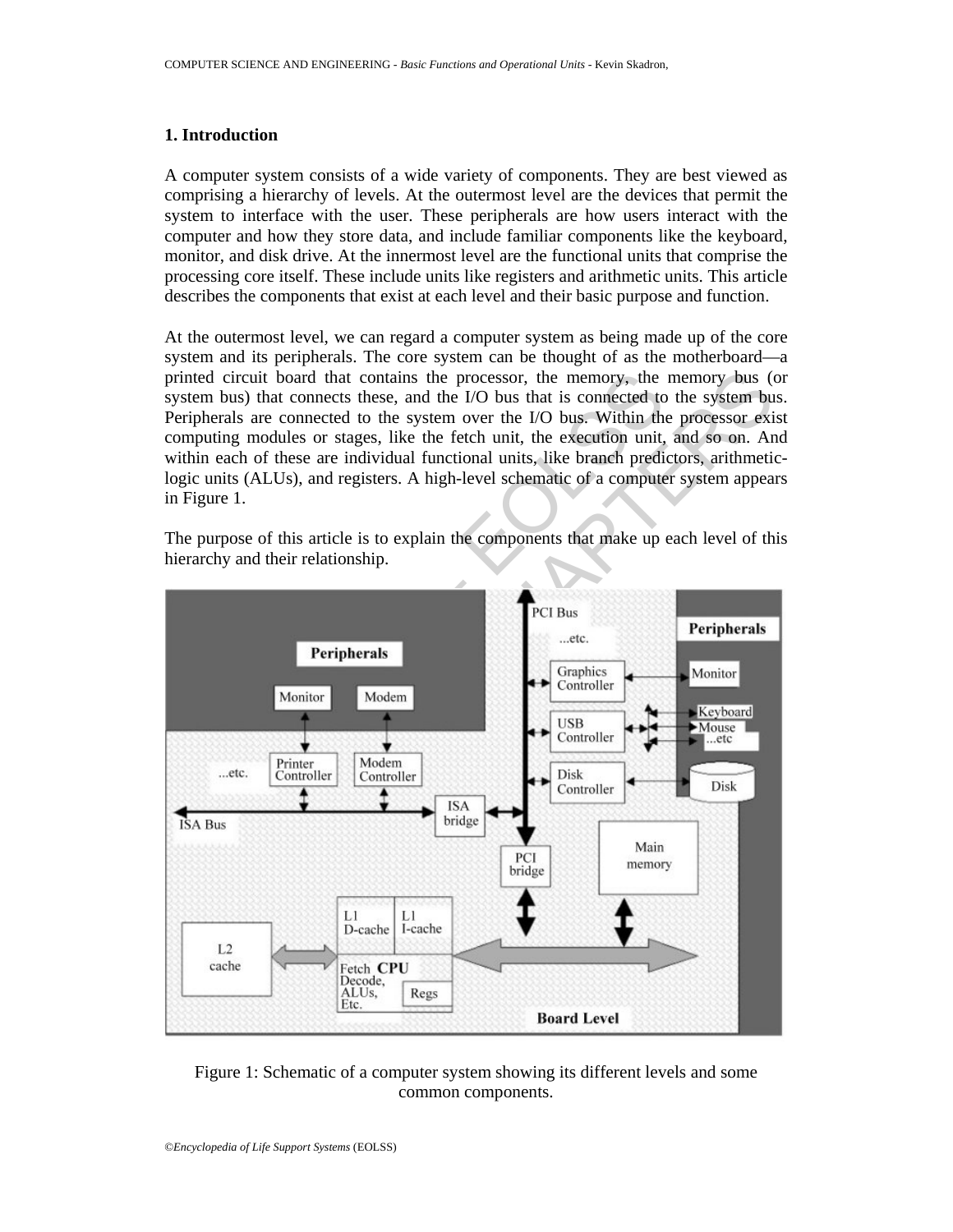## 1. Introduction

A computer system consists of a wide variety of components. They are best viewed as comprising a hierarchy of levels. At the outermost level are the devices that permit the system to interface with the user. These peripherals are how users interact with the computer and how they store data, and include familiar components like the keyboard, monitor, and disk drive. At the innermost level are the functional units that comprise the processing core itself. These include units like registers and arithmetic units. This article describes the components that exist at each level and their basic purpose and function.

At the outermost level, we can regard a computer system as being made up of the core system and its peripherals. The core system can be thought of as the motherboard—a printed circuit board that contains the processor, the memory, the memory bus (or system bus) that connects these, and the I/O bus that is connected to the system bus. Peripherals are connected to the system over the I/O bus. Within the processor exist computing modules or stages, like the fetch unit, the execution unit, and so on. And within each of these are individual functional units, like branch predictors, arithmetic-logic units (ALUs), and registers. A high-level schematic of a computer system appears in Figure 1.

The purpose of this article is to explain the components that make up each level of this hierarchy and their relationship.

Figure 1: Schematic of a computer system showing its different levels and some common components.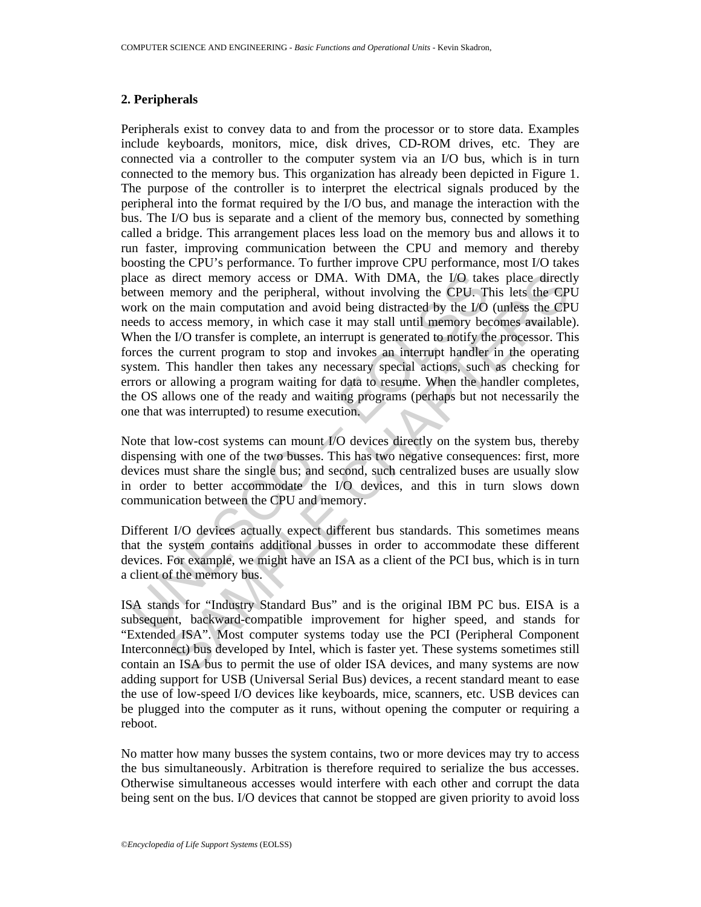## 2. Peripherals

Peripherals exist to convey data to and from the processor or to store data. Examples include keyboards, monitors, mice, disk drives, CD-ROM drives, etc. They are connected via a controller to the computer system via an I/O bus, which is in turn connected to the memory bus. This organization has already been depicted in Figure 1. The purpose of the controller is to interpret the electrical signals produced by the peripheral into the format required by the I/O bus, and manage the interaction with the bus. The I/O bus is separate and a client of the memory bus, connected by something called a bridge. This arrangement places less load on the memory bus and allows it to run faster, improving communication between the CPU and memory and thereby boosting the CPU's performance. To further improve CPU performance, most I/O takes place as direct memory access or DMA. With DMA, the I/O takes place directly between memory and the peripheral, without involving the CPU. This lets the CPU work on the main computation and avoid being distracted by the I/O (unless the CPU needs to access memory, in which case it may stall until memory becomes available). When the I/O transfer is complete, an interrupt is generated to notify the processor. This forces the current program to stop and invokes an interrupt handler in the operating system. This handler then takes any necessary special actions, such as checking for errors or allowing a program waiting for data to resume. When the handler completes, the OS allows one of the ready and waiting programs (perhaps but not necessarily the one that was interrupted) to resume execution.

Note that low-cost systems can mount I/O devices directly on the system bus, thereby dispensing with one of the two busses. This has two negative consequences: first, more devices must share the single bus; and second, such centralized buses are usually slow in order to better accommodate the I/O devices, and this in turn slows down communication between the CPU and memory.

Different I/O devices actually expect different bus standards. This sometimes means that the system contains additional busses in order to accommodate these different devices. For example, we might have an ISA as a client of the PCI bus, which is in turn a client of the memory bus.

ISA stands for "Industry Standard Bus" and is the original IBM PC bus. EISA is a subsequent, backward-compatible improvement for higher speed, and stands for "Extended ISA". Most computer systems today use the PCI (Peripheral Component Interconnect) bus developed by Intel, which is faster yet. These systems sometimes still contain an ISA bus to permit the use of older ISA devices, and many systems are now adding support for USB (Universal Serial Bus) devices, a recent standard meant to ease the use of low-speed I/O devices like keyboards, mice, scanners, etc. USB devices can be plugged into the computer as it runs, without opening the computer or requiring a reboot.

No matter how many busses the system contains, two or more devices may try to access the bus simultaneously. Arbitration is therefore required to serialize the bus accesses. Otherwise simultaneous accesses would interfere with each other and corrupt the data being sent on the bus. I/O devices that cannot be stopped are given priority to avoid loss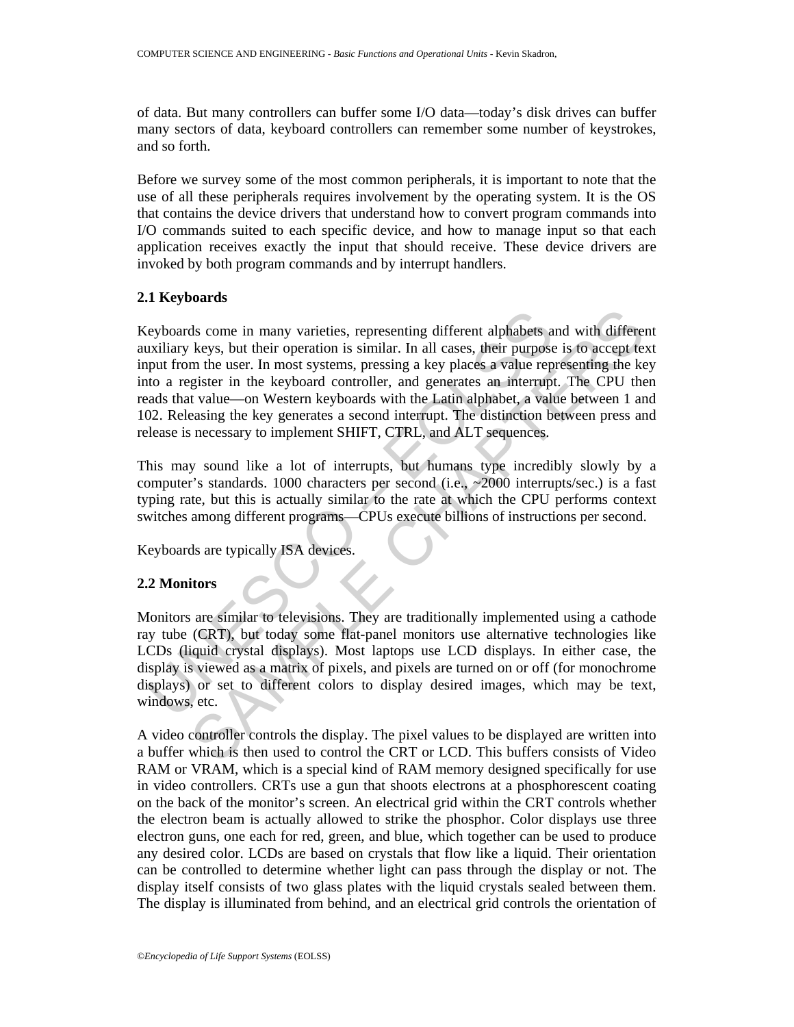of data. But many controllers can buffer some I/O data—today's disk drives can buffer many sectors of data, keyboard controllers can remember some number of keystrokes, and so forth.

Before we survey some of the most common peripherals, it is important to note that the use of all these peripherals requires involvement by the operating system. It is the OS that contains the device drivers that understand how to convert program commands into I/O commands suited to each specific device, and how to manage input so that each application receives exactly the input that should receive. These device drivers are invoked by both program commands and by interrupt handlers.

### 2.1 Keyboards

Keyboards come in many varieties, representing different alphabets and with different auxiliary keys, but their operation is similar. In all cases, their purpose is to accept text input from the user. In most systems, pressing a key places a value representing the key into a register in the keyboard controller, and generates an interrupt. The CPU then reads that value—on Western keyboards with the Latin alphabet, a value between 1 and 102. Releasing the key generates a second interrupt. The distinction between press and release is necessary to implement SHIFT, CTRL, and ALT sequences.

This may sound like a lot of interrupts, but humans type incredibly slowly by a computer's standards. 1000 characters per second (i.e., ~2000 interrupts/sec.) is a fast typing rate, but this is actually similar to the rate at which the CPU performs context switches among different programs—CPUs execute billions of instructions per second.

Keyboards are typically ISA devices.

### 2.2 Monitors

Monitors are similar to televisions. They are traditionally implemented using a cathode ray tube (CRT), but today some flat-panel monitors use alternative technologies like LCDs (liquid crystal displays). Most laptops use LCD displays. In either case, the display is viewed as a matrix of pixels, and pixels are turned on or off (for monochrome displays) or set to different colors to display desired images, which may be text, windows, etc.

A video controller controls the display. The pixel values to be displayed are written into a buffer which is then used to control the CRT or LCD. This buffers consists of Video RAM or VRAM, which is a special kind of RAM memory designed specifically for use in video controllers. CRTs use a gun that shoots electrons at a phosphorescent coating on the back of the monitor's screen. An electrical grid within the CRT controls whether the electron beam is actually allowed to strike the phosphor. Color displays use three electron guns, one each for red, green, and blue, which together can be used to produce any desired color. LCDs are based on crystals that flow like a liquid. Their orientation can be controlled to determine whether light can pass through the display or not. The display itself consists of two glass plates with the liquid crystals sealed between them. The display is illuminated from behind, and an electrical grid controls the orientation of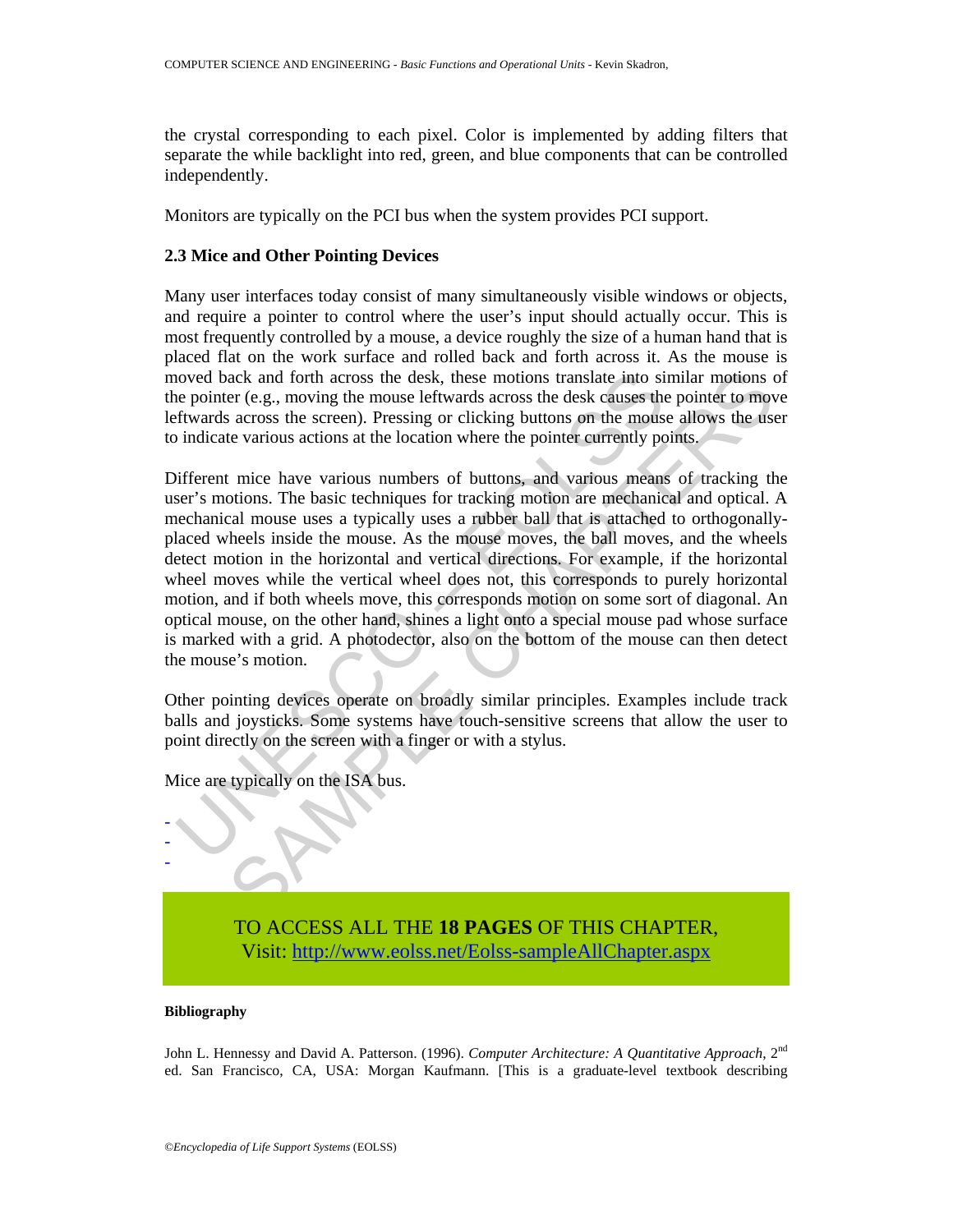the crystal corresponding to each pixel. Color is implemented by adding filters that separate the while backlight into red, green, and blue components that can be controlled independently.

Monitors are typically on the PCI bus when the system provides PCI support.

### 2.3 Mice and Other Pointing Devices

Many user interfaces today consist of many simultaneously visible windows or objects, and require a pointer to control where the user's input should actually occur. This is most frequently controlled by a mouse, a device roughly the size of a human hand that is placed flat on the work surface and rolled back and forth across it. As the mouse is moved back and forth across the desk, these motions translate into similar motions of the pointer (e.g., moving the mouse leftwards across the desk causes the pointer to move leftwards across the screen). Pressing or clicking buttons on the mouse allows the user to indicate various actions at the location where the pointer currently points.

Different mice have various numbers of buttons, and various means of tracking the user's motions. The basic techniques for tracking motion are mechanical and optical. A mechanical mouse uses a typically uses a rubber ball that is attached to orthogonally-placed wheels inside the mouse. As the mouse moves, the ball moves, and the wheels detect motion in the horizontal and vertical directions. For example, if the horizontal wheel moves while the vertical wheel does not, this corresponds to purely horizontal motion, and if both wheels move, this corresponds motion on some sort of diagonal. An optical mouse, on the other hand, shines a light onto a special mouse pad whose surface is marked with a grid. A photodector, also on the bottom of the mouse can then detect the mouse's motion.

Other pointing devices operate on broadly similar principles. Examples include track balls and joysticks. Some systems have touch-sensitive screens that allow the user to point directly on the screen with a finger or with a stylus.

Mice are typically on the ISA bus.

-
-
-

TO ACCESS ALL THE **18 PAGES** OF THIS CHAPTER,
Visit: http://www.eolss.net/Eolss-sampleAllChapter.aspx

**Bibliography**

John L. Hennessy and David A. Patterson. (1996). *Computer Architecture: A Quantitative Approach*, 2nd ed. San Francisco, CA, USA: Morgan Kaufmann. [This is a graduate-level textbook describing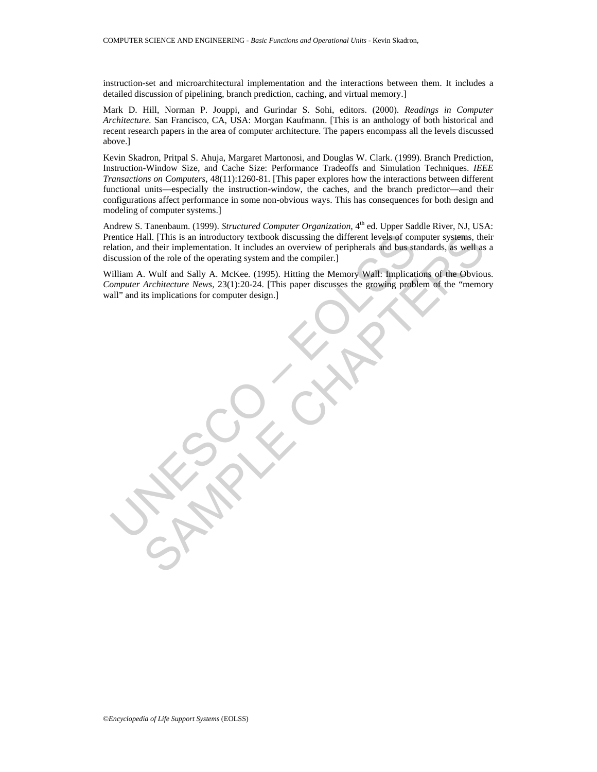instruction-set and microarchitectural implementation and the interactions between them. It includes a detailed discussion of pipelining, branch prediction, caching, and virtual memory.]

Mark D. Hill, Norman P. Jouppi, and Gurindar S. Sohi, editors. (2000). *Readings in Computer Architecture.* San Francisco, CA, USA: Morgan Kaufmann. [This is an anthology of both historical and recent research papers in the area of computer architecture. The papers encompass all the levels discussed above.]

Kevin Skadron, Pritpal S. Ahuja, Margaret Martonosi, and Douglas W. Clark. (1999). Branch Prediction, Instruction-Window Size, and Cache Size: Performance Tradeoffs and Simulation Techniques. *IEEE Transactions on Computers*, 48(11):1260-81. [This paper explores how the interactions between different functional units—especially the instruction-window, the caches, and the branch predictor—and their configurations affect performance in some non-obvious ways. This has consequences for both design and modeling of computer systems.]

Andrew S. Tanenbaum. (1999). *Structured Computer Organization*, 4th ed. Upper Saddle River, NJ, USA: Prentice Hall. [This is an introductory textbook discussing the different levels of computer systems, their relation, and their implementation. It includes an overview of peripherals and bus standards, as well as a discussion of the role of the operating system and the compiler.]

William A. Wulf and Sally A. McKee. (1995). Hitting the Memory Wall: Implications of the Obvious. *Computer Architecture News*, 23(1):20-24. [This paper discusses the growing problem of the "memory wall" and its implications for computer design.]